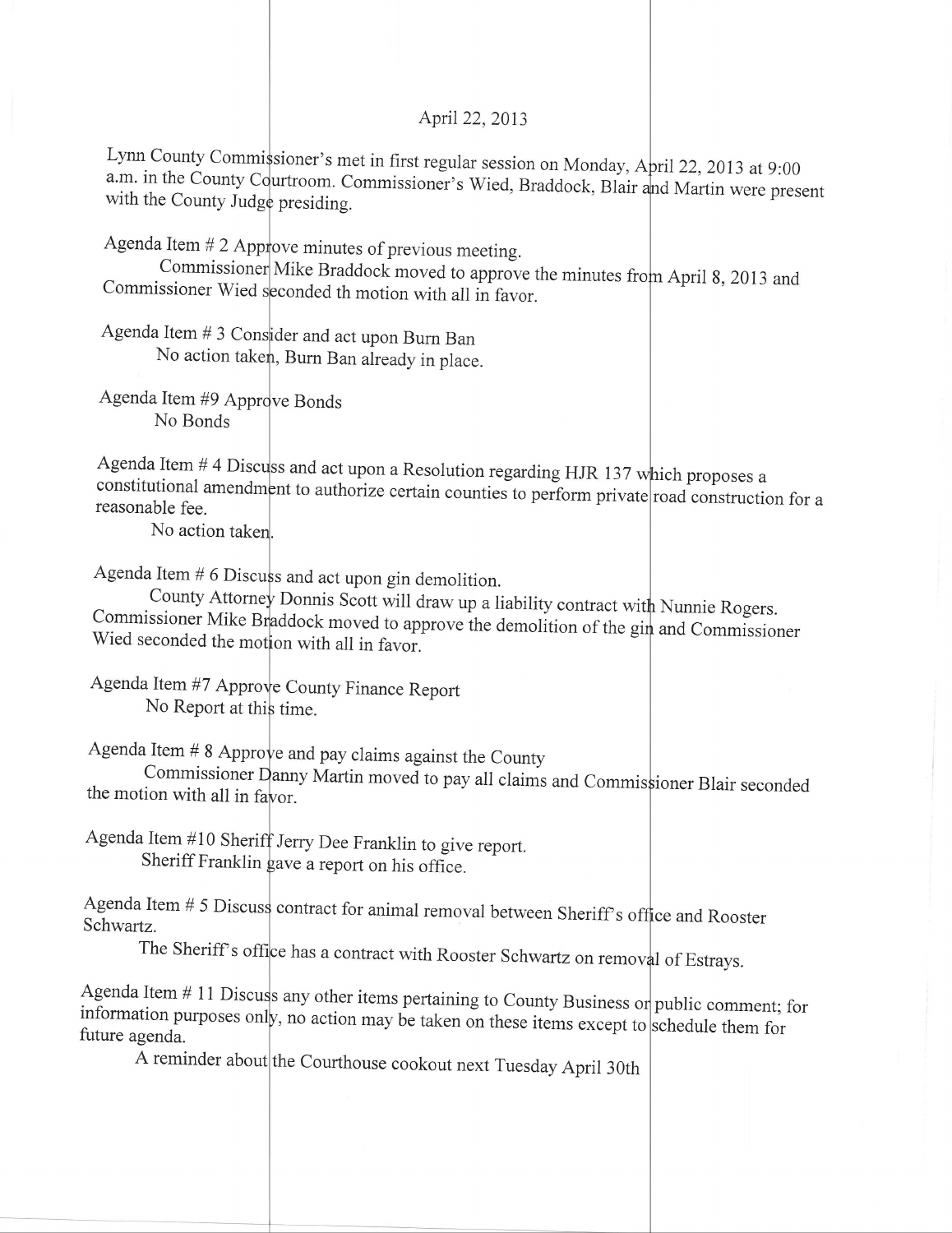April 22, 2013

Lynn County Commissioner's met in first regular session on Monday, April 22, 2013 at 9:00 a.m. in the County Courtroom. Commissioner's Wied, Braddock, Blair and Martin were present with the County Judge presiding.

Agenda Item # 2 Approve minutes of previous meeting.

Commissioner Mike Braddock moved to approve the minutes from April 8, 2013 and Commissioner Wied seconded th motion with all in favor.

Agenda Item # 3 Consider and act upon Burn Ban

No action taken, Burn Ban already in place.

Agenda Item #9 Approve Bonds

No Bonds

Agenda Item # 4 Discuss and act upon a Resolution regarding HJR 137 which proposes a constitutional amendment to authorize certain counties to perform private road construction for a reasonable fee.

No action taken.

Agenda Item # 6 Discuss and act upon gin demolition.

County Attorney Donnis Scott will draw up a liability contract with Nunnie Rogers. Commissioner Mike Braddock moved to approve the demolition of the gin and Commissioner Wied seconded the motion with all in favor.

Agenda Item #7 Approve County Finance Report

No Report at this time.

Agenda Item # 8 Approve and pay claims against the County

Commissioner Danny Martin moved to pay all claims and Commissioner Blair seconded the motion with all in favor.

Agenda Item #10 Sheriff Jerry Dee Franklin to give report.

Sheriff Franklin gave a report on his office.

Agenda Item # 5 Discuss contract for animal removal between Sheriff's office and Rooster Schwartz.

The Sheriff's office has a contract with Rooster Schwartz on removal of Estrays.

Agenda Item # 11 Discuss any other items pertaining to County Business or public comment; for information purposes only, no action may be taken on these items except to schedule them for future agenda.

A reminder about the Courthouse cookout next Tuesday April 30th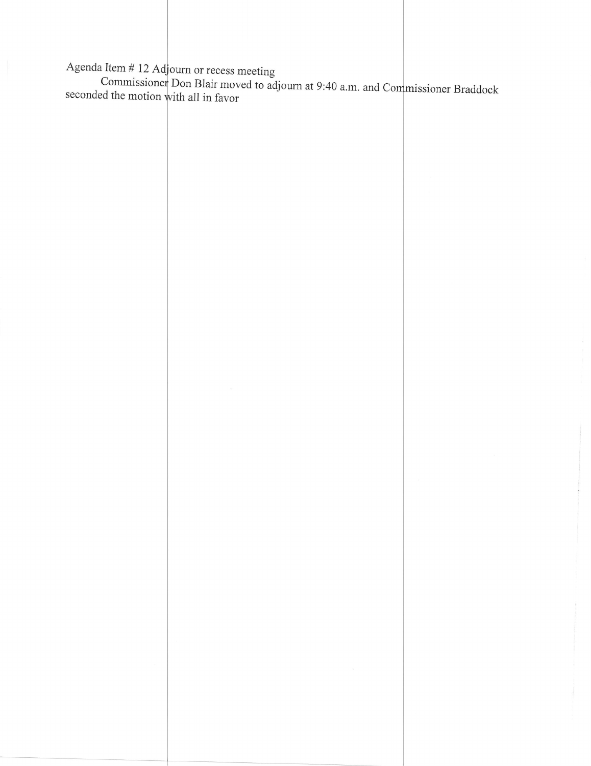Agenda Item # 12 Adjourn or recess meeting

Commissioner Don Blair moved to adjourn at 9:40 a.m. and Commissioner Braddock seconded the motion with all in favor